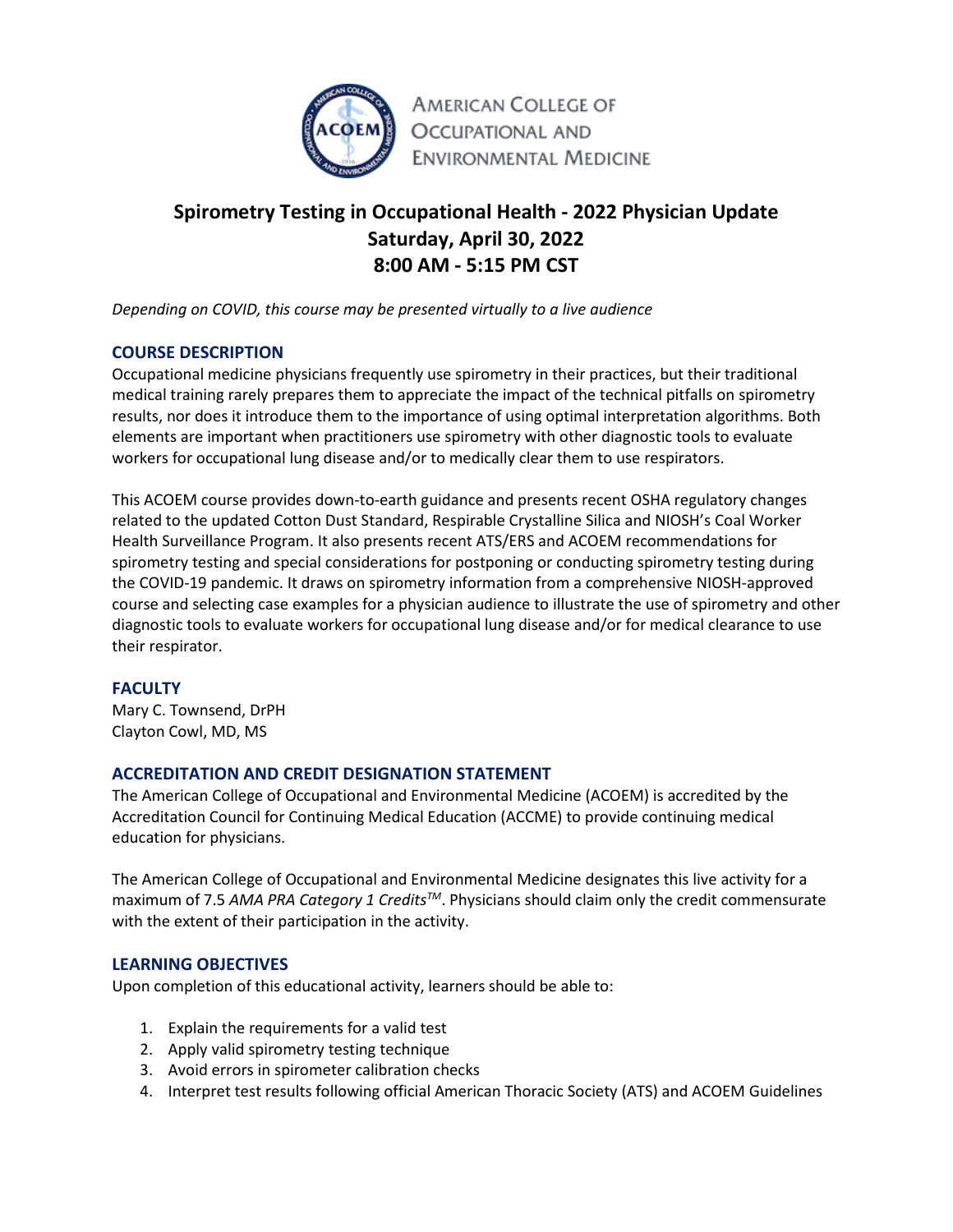American College of Occupational and Environmental Medicine

# Spirometry Testing in Occupational Health - 2022 Physician Update
# Saturday, April 30, 2022
# 8:00 AM - 5:15 PM CST

*Depending on COVID, this course may be presented virtually to a live audience*

## COURSE DESCRIPTION

Occupational medicine physicians frequently use spirometry in their practices, but their traditional medical training rarely prepares them to appreciate the impact of the technical pitfalls on spirometry results, nor does it introduce them to the importance of using optimal interpretation algorithms. Both elements are important when practitioners use spirometry with other diagnostic tools to evaluate workers for occupational lung disease and/or to medically clear them to use respirators.

This ACOEM course provides down-to-earth guidance and presents recent OSHA regulatory changes related to the updated Cotton Dust Standard, Respirable Crystalline Silica and NIOSH's Coal Worker Health Surveillance Program. It also presents recent ATS/ERS and ACOEM recommendations for spirometry testing and special considerations for postponing or conducting spirometry testing during the COVID-19 pandemic. It draws on spirometry information from a comprehensive NIOSH-approved course and selecting case examples for a physician audience to illustrate the use of spirometry and other diagnostic tools to evaluate workers for occupational lung disease and/or for medical clearance to use their respirator.

## FACULTY

Mary C. Townsend, DrPH
Clayton Cowl, MD, MS

## ACCREDITATION AND CREDIT DESIGNATION STATEMENT

The American College of Occupational and Environmental Medicine (ACOEM) is accredited by the Accreditation Council for Continuing Medical Education (ACCME) to provide continuing medical education for physicians.

The American College of Occupational and Environmental Medicine designates this live activity for a maximum of 7.5 *AMA PRA Category 1 Credits™*. Physicians should claim only the credit commensurate with the extent of their participation in the activity.

## LEARNING OBJECTIVES

Upon completion of this educational activity, learners should be able to:

1. Explain the requirements for a valid test
2. Apply valid spirometry testing technique
3. Avoid errors in spirometer calibration checks
4. Interpret test results following official American Thoracic Society (ATS) and ACOEM Guidelines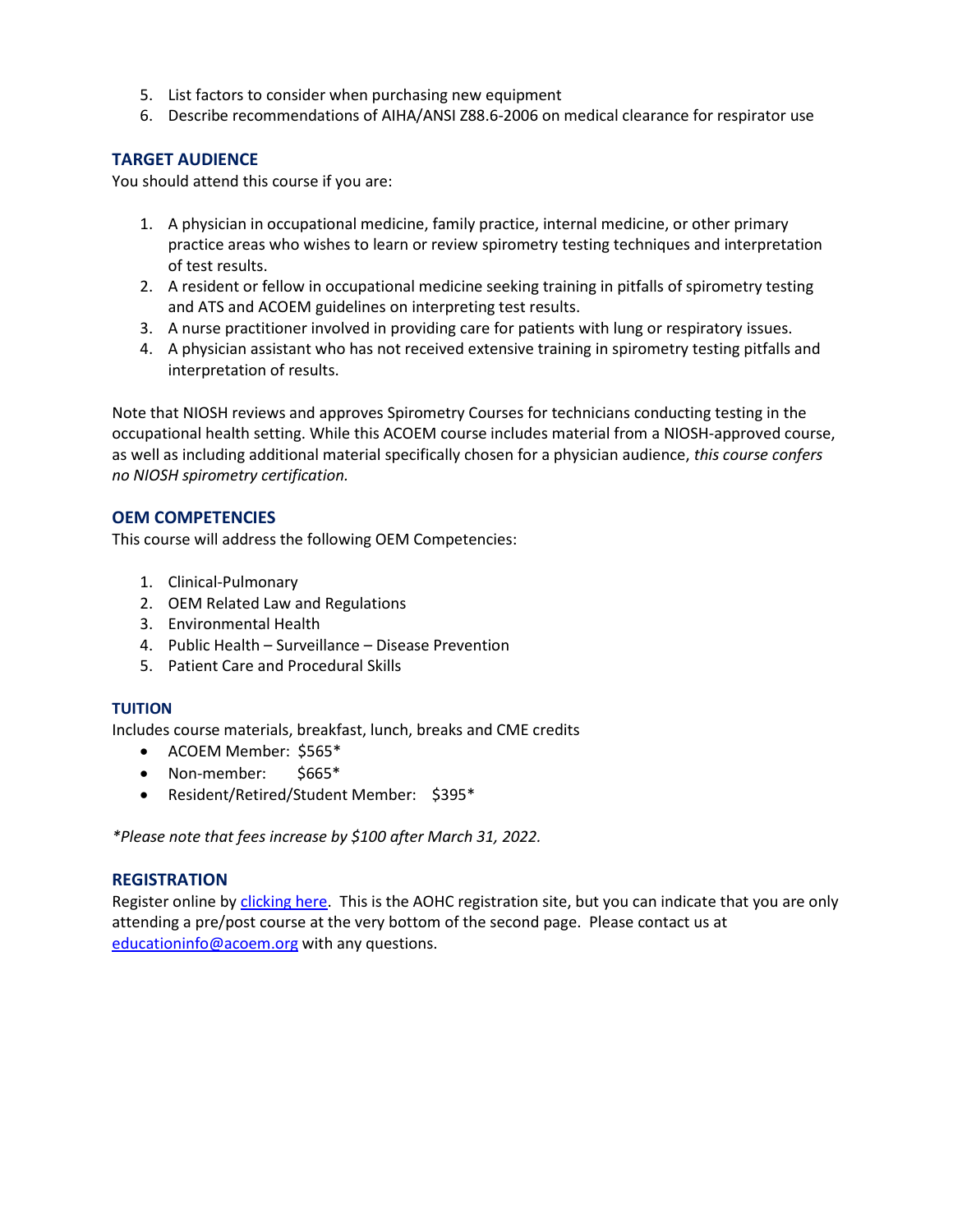5. List factors to consider when purchasing new equipment
6. Describe recommendations of AIHA/ANSI Z88.6-2006 on medical clearance for respirator use

## TARGET AUDIENCE

You should attend this course if you are:

1. A physician in occupational medicine, family practice, internal medicine, or other primary practice areas who wishes to learn or review spirometry testing techniques and interpretation of test results.
2. A resident or fellow in occupational medicine seeking training in pitfalls of spirometry testing and ATS and ACOEM guidelines on interpreting test results.
3. A nurse practitioner involved in providing care for patients with lung or respiratory issues.
4. A physician assistant who has not received extensive training in spirometry testing pitfalls and interpretation of results.

Note that NIOSH reviews and approves Spirometry Courses for technicians conducting testing in the occupational health setting. While this ACOEM course includes material from a NIOSH-approved course, as well as including additional material specifically chosen for a physician audience, *this course confers no NIOSH spirometry certification.*

## OEM COMPETENCIES

This course will address the following OEM Competencies:

1. Clinical-Pulmonary
2. OEM Related Law and Regulations
3. Environmental Health
4. Public Health – Surveillance – Disease Prevention
5. Patient Care and Procedural Skills

## TUITION

Includes course materials, breakfast, lunch, breaks and CME credits

- ACOEM Member: $565*
- Non-member: $665*
- Resident/Retired/Student Member: $395*

*\*Please note that fees increase by $100 after March 31, 2022.*

## REGISTRATION

Register online by [clicking here](). This is the AOHC registration site, but you can indicate that you are only attending a pre/post course at the very bottom of the second page. Please contact us at [educationinfo@acoem.org](mailto:educationinfo@acoem.org) with any questions.